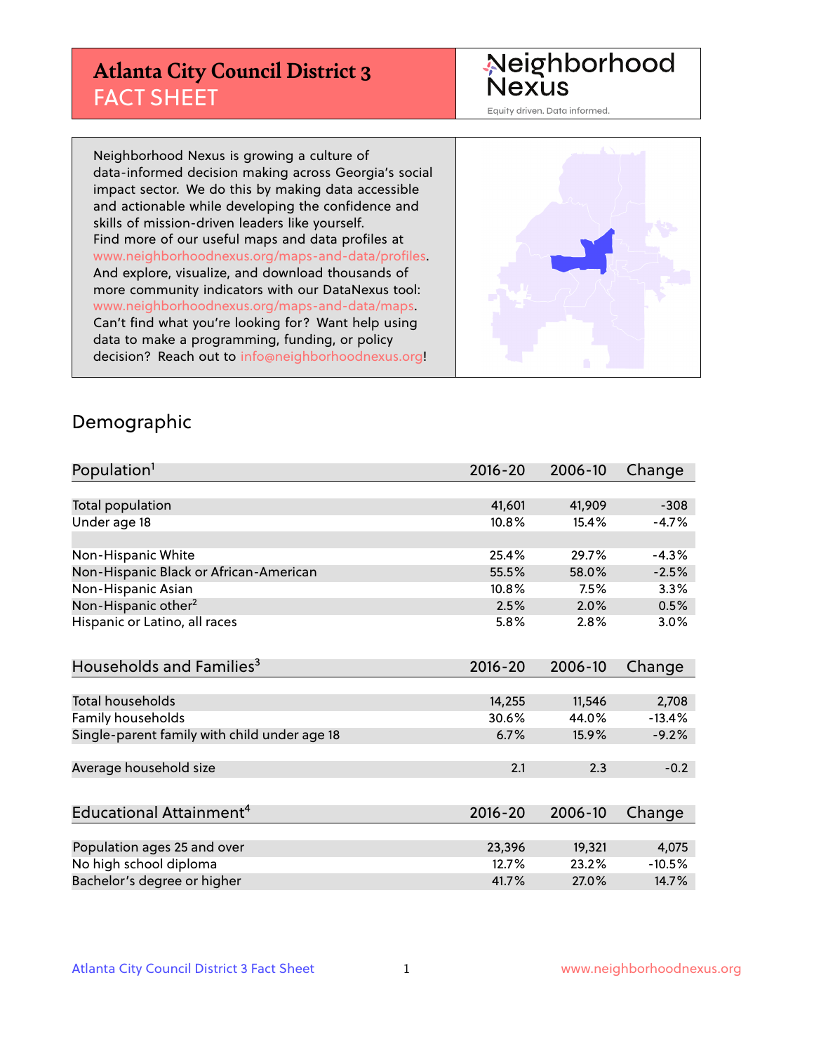# Atlanta City Council District 3
## FACT SHEET

Neighborhood Nexus

Equity driven. Data informed.

Neighborhood Nexus is growing a culture of data-informed decision making across Georgia's social impact sector. We do this by making data accessible and actionable while developing the confidence and skills of mission-driven leaders like yourself. Find more of our useful maps and data profiles at www.neighborhoodnexus.org/maps-and-data/profiles. And explore, visualize, and download thousands of more community indicators with our DataNexus tool: www.neighborhoodnexus.org/maps-and-data/maps. Can't find what you're looking for? Want help using data to make a programming, funding, or policy decision? Reach out to info@neighborhoodnexus.org!

## Demographic

| Population[1] | 2016-20 | 2006-10 | Change |
|---|---|---|---|
| Total population | 41,601 | 41,909 | -308 |
| Under age 18 | 10.8% | 15.4% | -4.7% |
| | | | |
| Non-Hispanic White | 25.4% | 29.7% | -4.3% |
| Non-Hispanic Black or African-American | 55.5% | 58.0% | -2.5% |
| Non-Hispanic Asian | 10.8% | 7.5% | 3.3% |
| Non-Hispanic other[2] | 2.5% | 2.0% | 0.5% |
| Hispanic or Latino, all races | 5.8% | 2.8% | 3.0% |

| Households and Families[3] | 2016-20 | 2006-10 | Change |
|---|---|---|---|
| Total households | 14,255 | 11,546 | 2,708 |
| Family households | 30.6% | 44.0% | -13.4% |
| Single-parent family with child under age 18 | 6.7% | 15.9% | -9.2% |
| | | | |
| Average household size | 2.1 | 2.3 | -0.2 |

| Educational Attainment[4] | 2016-20 | 2006-10 | Change |
|---|---|---|---|
| Population ages 25 and over | 23,396 | 19,321 | 4,075 |
| No high school diploma | 12.7% | 23.2% | -10.5% |
| Bachelor's degree or higher | 41.7% | 27.0% | 14.7% |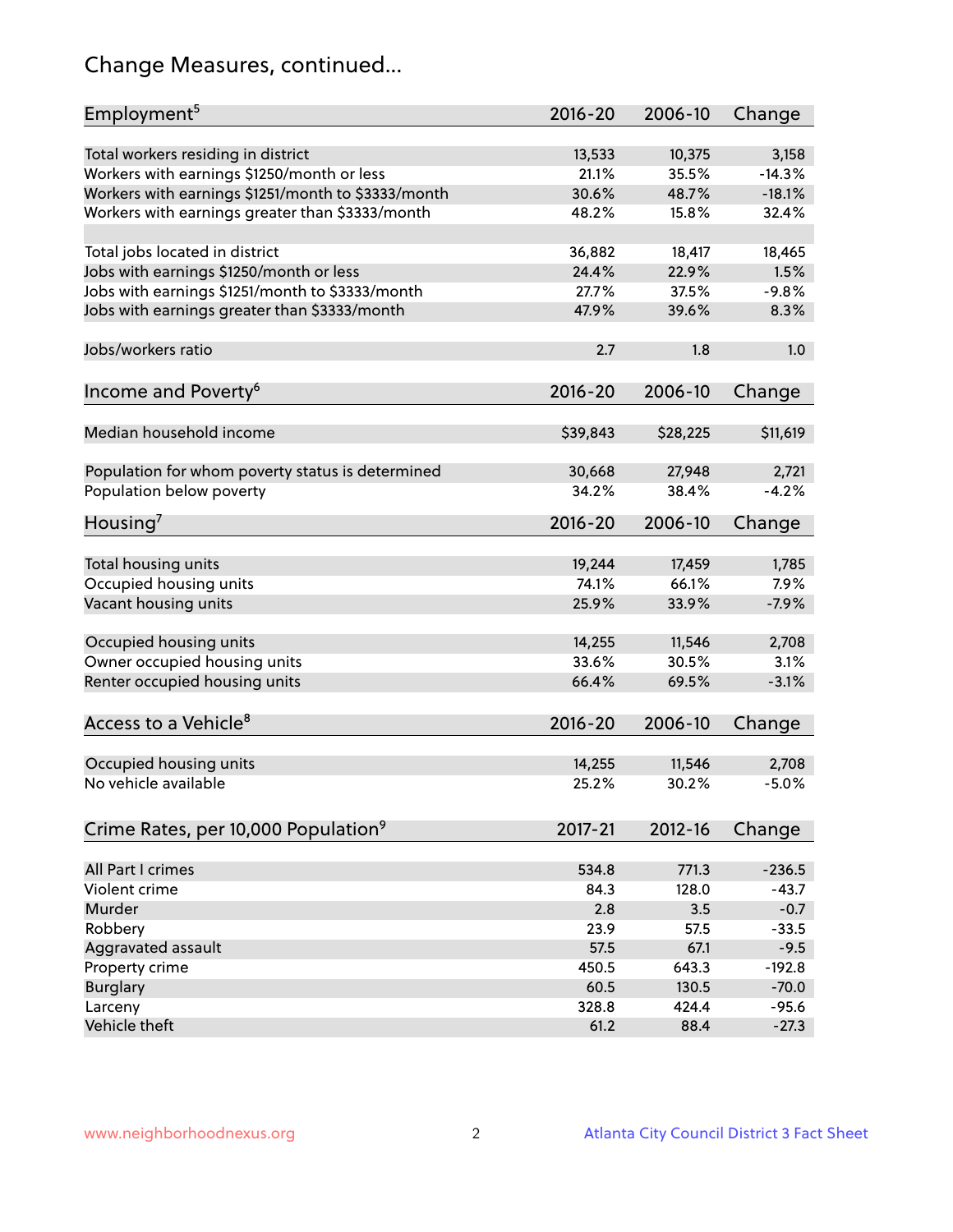# Change Measures, continued...

| Employment[5] | 2016-20 | 2006-10 | Change |
|---|---|---|---|
| Total workers residing in district | 13,533 | 10,375 | 3,158 |
| Workers with earnings $1250/month or less | 21.1% | 35.5% | -14.3% |
| Workers with earnings $1251/month to $3333/month | 30.6% | 48.7% | -18.1% |
| Workers with earnings greater than $3333/month | 48.2% | 15.8% | 32.4% |
| | | | |
| Total jobs located in district | 36,882 | 18,417 | 18,465 |
| Jobs with earnings $1250/month or less | 24.4% | 22.9% | 1.5% |
| Jobs with earnings $1251/month to $3333/month | 27.7% | 37.5% | -9.8% |
| Jobs with earnings greater than $3333/month | 47.9% | 39.6% | 8.3% |
| | | | |
| Jobs/workers ratio | 2.7 | 1.8 | 1.0 |

| Income and Poverty[6] | 2016-20 | 2006-10 | Change |
|---|---|---|---|
| Median household income | $39,843 | $28,225 | $11,619 |
| | | | |
| Population for whom poverty status is determined | 30,668 | 27,948 | 2,721 |
| Population below poverty | 34.2% | 38.4% | -4.2% |

| Housing[7] | 2016-20 | 2006-10 | Change |
|---|---|---|---|
| Total housing units | 19,244 | 17,459 | 1,785 |
| Occupied housing units | 74.1% | 66.1% | 7.9% |
| Vacant housing units | 25.9% | 33.9% | -7.9% |
| | | | |
| Occupied housing units | 14,255 | 11,546 | 2,708 |
| Owner occupied housing units | 33.6% | 30.5% | 3.1% |
| Renter occupied housing units | 66.4% | 69.5% | -3.1% |

| Access to a Vehicle[8] | 2016-20 | 2006-10 | Change |
|---|---|---|---|
| Occupied housing units | 14,255 | 11,546 | 2,708 |
| No vehicle available | 25.2% | 30.2% | -5.0% |

| Crime Rates, per 10,000 Population[9] | 2017-21 | 2012-16 | Change |
|---|---|---|---|
| All Part I crimes | 534.8 | 771.3 | -236.5 |
| Violent crime | 84.3 | 128.0 | -43.7 |
| Murder | 2.8 | 3.5 | -0.7 |
| Robbery | 23.9 | 57.5 | -33.5 |
| Aggravated assault | 57.5 | 67.1 | -9.5 |
| Property crime | 450.5 | 643.3 | -192.8 |
| Burglary | 60.5 | 130.5 | -70.0 |
| Larceny | 328.8 | 424.4 | -95.6 |
| Vehicle theft | 61.2 | 88.4 | -27.3 |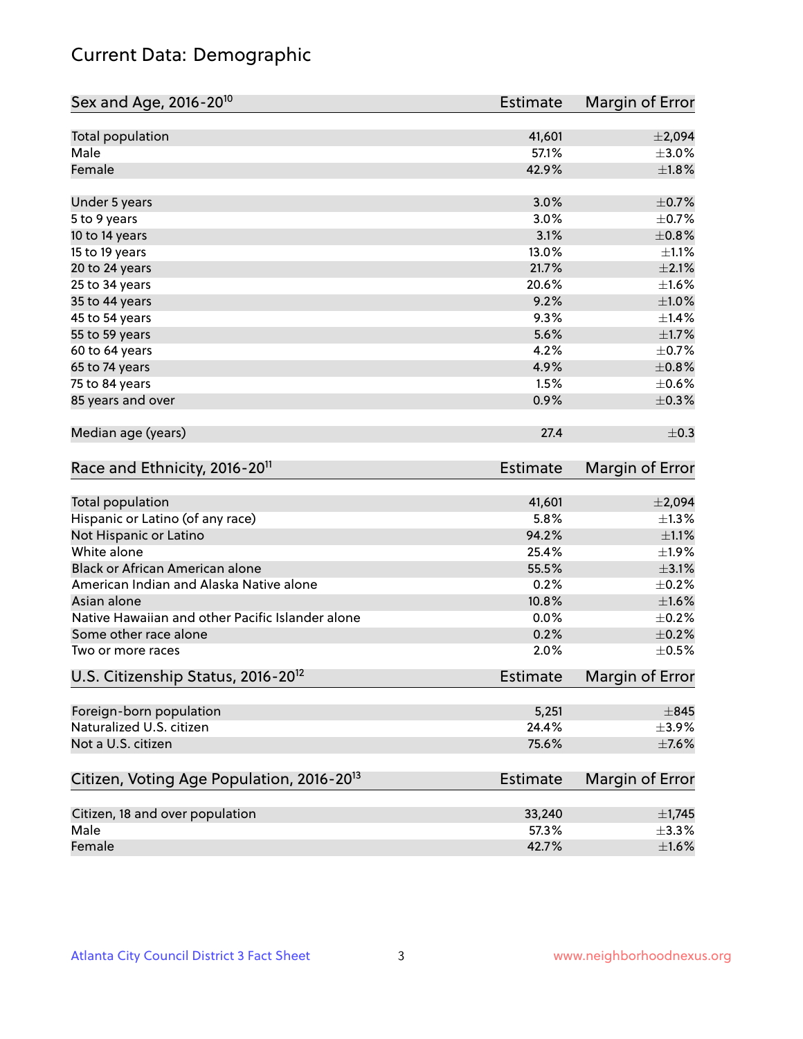# Current Data: Demographic

| Sex and Age, 2016-20[10] | Estimate | Margin of Error |
|---|---|---|
| Total population | 41,601 | ±2,094 |
| Male | 57.1% | ±3.0% |
| Female | 42.9% | ±1.8% |
| | | |
| Under 5 years | 3.0% | ±0.7% |
| 5 to 9 years | 3.0% | ±0.7% |
| 10 to 14 years | 3.1% | ±0.8% |
| 15 to 19 years | 13.0% | ±1.1% |
| 20 to 24 years | 21.7% | ±2.1% |
| 25 to 34 years | 20.6% | ±1.6% |
| 35 to 44 years | 9.2% | ±1.0% |
| 45 to 54 years | 9.3% | ±1.4% |
| 55 to 59 years | 5.6% | ±1.7% |
| 60 to 64 years | 4.2% | ±0.7% |
| 65 to 74 years | 4.9% | ±0.8% |
| 75 to 84 years | 1.5% | ±0.6% |
| 85 years and over | 0.9% | ±0.3% |
| | | |
| Median age (years) | 27.4 | ±0.3 |

| Race and Ethnicity, 2016-20[11] | Estimate | Margin of Error |
|---|---|---|
| Total population | 41,601 | ±2,094 |
| Hispanic or Latino (of any race) | 5.8% | ±1.3% |
| Not Hispanic or Latino | 94.2% | ±1.1% |
| White alone | 25.4% | ±1.9% |
| Black or African American alone | 55.5% | ±3.1% |
| American Indian and Alaska Native alone | 0.2% | ±0.2% |
| Asian alone | 10.8% | ±1.6% |
| Native Hawaiian and other Pacific Islander alone | 0.0% | ±0.2% |
| Some other race alone | 0.2% | ±0.2% |
| Two or more races | 2.0% | ±0.5% |

| U.S. Citizenship Status, 2016-20[12] | Estimate | Margin of Error |
|---|---|---|
| Foreign-born population | 5,251 | ±845 |
| Naturalized U.S. citizen | 24.4% | ±3.9% |
| Not a U.S. citizen | 75.6% | ±7.6% |

| Citizen, Voting Age Population, 2016-20[13] | Estimate | Margin of Error |
|---|---|---|
| Citizen, 18 and over population | 33,240 | ±1,745 |
| Male | 57.3% | ±3.3% |
| Female | 42.7% | ±1.6% |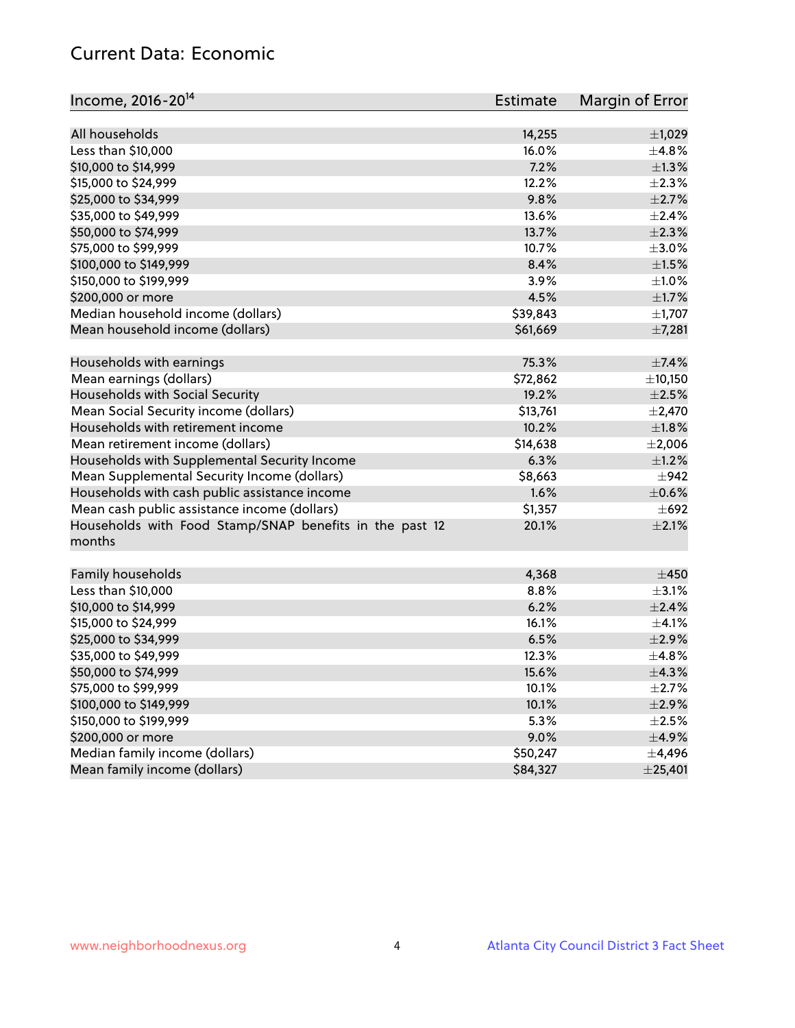## Current Data: Economic

| Income, 2016-20[14] | Estimate | Margin of Error |
|---|---|---|
| All households | 14,255 | ±1,029 |
| Less than $10,000 | 16.0% | ±4.8% |
| $10,000 to $14,999 | 7.2% | ±1.3% |
| $15,000 to $24,999 | 12.2% | ±2.3% |
| $25,000 to $34,999 | 9.8% | ±2.7% |
| $35,000 to $49,999 | 13.6% | ±2.4% |
| $50,000 to $74,999 | 13.7% | ±2.3% |
| $75,000 to $99,999 | 10.7% | ±3.0% |
| $100,000 to $149,999 | 8.4% | ±1.5% |
| $150,000 to $199,999 | 3.9% | ±1.0% |
| $200,000 or more | 4.5% | ±1.7% |
| Median household income (dollars) | $39,843 | ±1,707 |
| Mean household income (dollars) | $61,669 | ±7,281 |
| | | |
| Households with earnings | 75.3% | ±7.4% |
| Mean earnings (dollars) | $72,862 | ±10,150 |
| Households with Social Security | 19.2% | ±2.5% |
| Mean Social Security income (dollars) | $13,761 | ±2,470 |
| Households with retirement income | 10.2% | ±1.8% |
| Mean retirement income (dollars) | $14,638 | ±2,006 |
| Households with Supplemental Security Income | 6.3% | ±1.2% |
| Mean Supplemental Security Income (dollars) | $8,663 | ±942 |
| Households with cash public assistance income | 1.6% | ±0.6% |
| Mean cash public assistance income (dollars) | $1,357 | ±692 |
| Households with Food Stamp/SNAP benefits in the past 12 months | 20.1% | ±2.1% |
| | | |
| Family households | 4,368 | ±450 |
| Less than $10,000 | 8.8% | ±3.1% |
| $10,000 to $14,999 | 6.2% | ±2.4% |
| $15,000 to $24,999 | 16.1% | ±4.1% |
| $25,000 to $34,999 | 6.5% | ±2.9% |
| $35,000 to $49,999 | 12.3% | ±4.8% |
| $50,000 to $74,999 | 15.6% | ±4.3% |
| $75,000 to $99,999 | 10.1% | ±2.7% |
| $100,000 to $149,999 | 10.1% | ±2.9% |
| $150,000 to $199,999 | 5.3% | ±2.5% |
| $200,000 or more | 9.0% | ±4.9% |
| Median family income (dollars) | $50,247 | ±4,496 |
| Mean family income (dollars) | $84,327 | ±25,401 |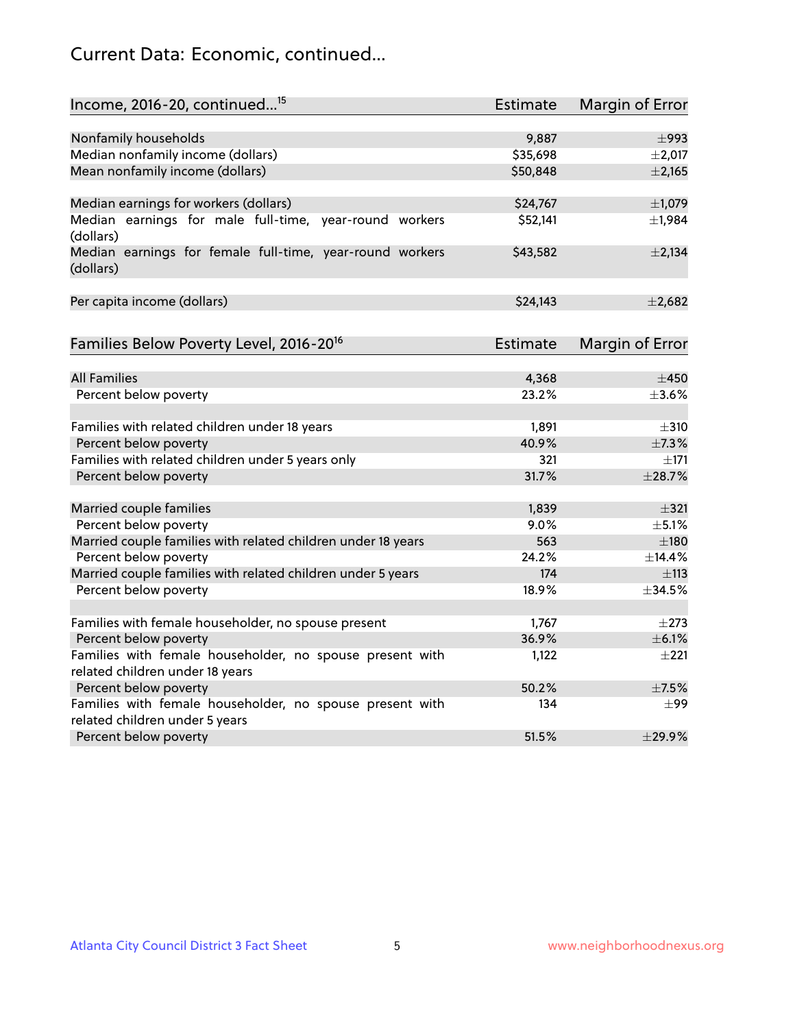## Current Data: Economic, continued...

| Income, 2016-20, continued...[15] | Estimate | Margin of Error |
|---|---|---|
| Nonfamily households | 9,887 | ±993 |
| Median nonfamily income (dollars) | $35,698 | ±2,017 |
| Mean nonfamily income (dollars) | $50,848 | ±2,165 |
| | | |
| Median earnings for workers (dollars) | $24,767 | ±1,079 |
| Median earnings for male full-time, year-round workers (dollars) | $52,141 | ±1,984 |
| Median earnings for female full-time, year-round workers (dollars) | $43,582 | ±2,134 |
| | | |
| Per capita income (dollars) | $24,143 | ±2,682 |

| Families Below Poverty Level, 2016-20[16] | Estimate | Margin of Error |
|---|---|---|
| All Families | 4,368 | ±450 |
| Percent below poverty | 23.2% | ±3.6% |
| | | |
| Families with related children under 18 years | 1,891 | ±310 |
| Percent below poverty | 40.9% | ±7.3% |
| Families with related children under 5 years only | 321 | ±171 |
| Percent below poverty | 31.7% | ±28.7% |
| | | |
| Married couple families | 1,839 | ±321 |
| Percent below poverty | 9.0% | ±5.1% |
| Married couple families with related children under 18 years | 563 | ±180 |
| Percent below poverty | 24.2% | ±14.4% |
| Married couple families with related children under 5 years | 174 | ±113 |
| Percent below poverty | 18.9% | ±34.5% |
| | | |
| Families with female householder, no spouse present | 1,767 | ±273 |
| Percent below poverty | 36.9% | ±6.1% |
| Families with female householder, no spouse present with related children under 18 years | 1,122 | ±221 |
| Percent below poverty | 50.2% | ±7.5% |
| Families with female householder, no spouse present with related children under 5 years | 134 | ±99 |
| Percent below poverty | 51.5% | ±29.9% |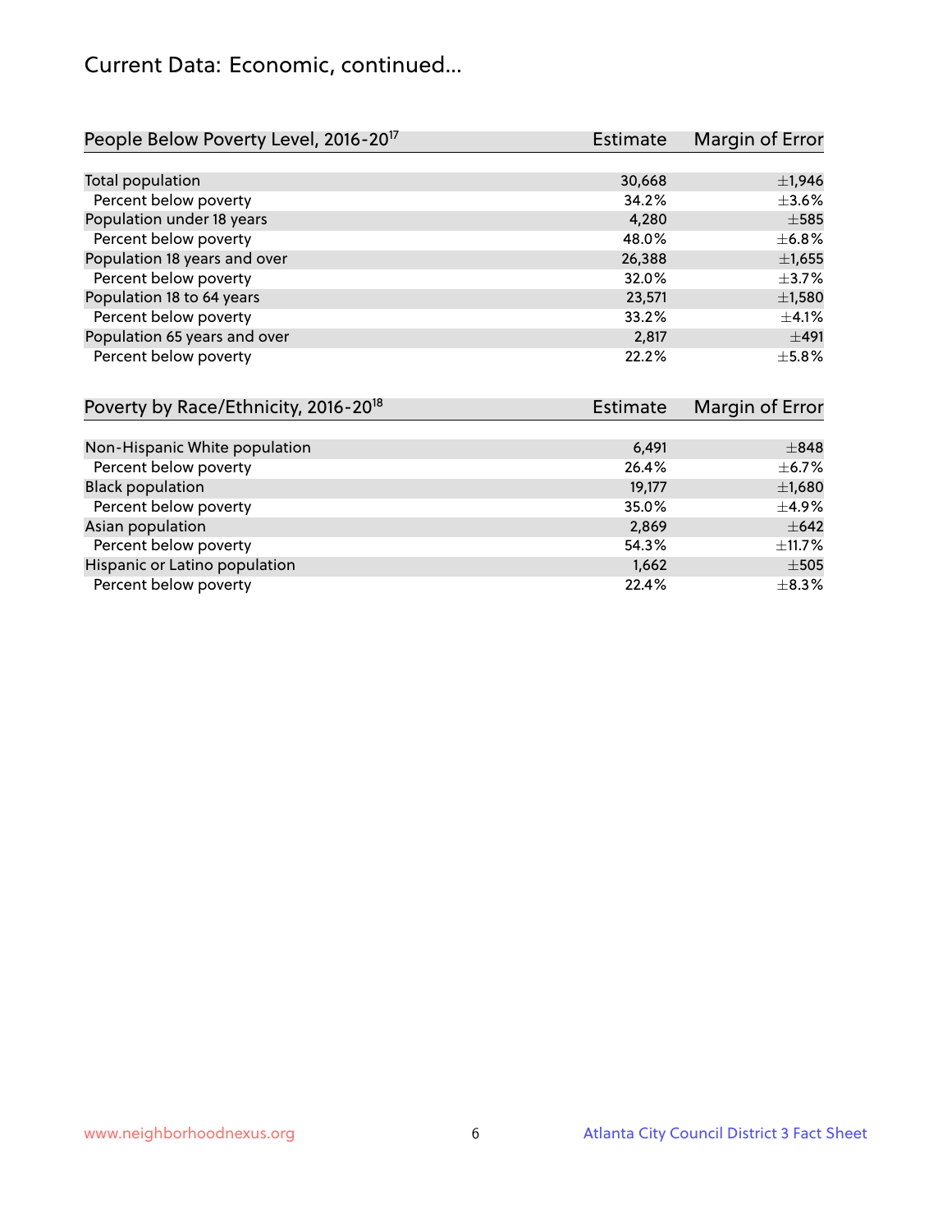# Current Data: Economic, continued...

| People Below Poverty Level, 2016-20[17] | Estimate | Margin of Error |
|---|---|---|
| Total population | 30,668 | ±1,946 |
| Percent below poverty | 34.2% | ±3.6% |
| Population under 18 years | 4,280 | ±585 |
| Percent below poverty | 48.0% | ±6.8% |
| Population 18 years and over | 26,388 | ±1,655 |
| Percent below poverty | 32.0% | ±3.7% |
| Population 18 to 64 years | 23,571 | ±1,580 |
| Percent below poverty | 33.2% | ±4.1% |
| Population 65 years and over | 2,817 | ±491 |
| Percent below poverty | 22.2% | ±5.8% |

| Poverty by Race/Ethnicity, 2016-20[18] | Estimate | Margin of Error |
|---|---|---|
| Non-Hispanic White population | 6,491 | ±848 |
| Percent below poverty | 26.4% | ±6.7% |
| Black population | 19,177 | ±1,680 |
| Percent below poverty | 35.0% | ±4.9% |
| Asian population | 2,869 | ±642 |
| Percent below poverty | 54.3% | ±11.7% |
| Hispanic or Latino population | 1,662 | ±505 |
| Percent below poverty | 22.4% | ±8.3% |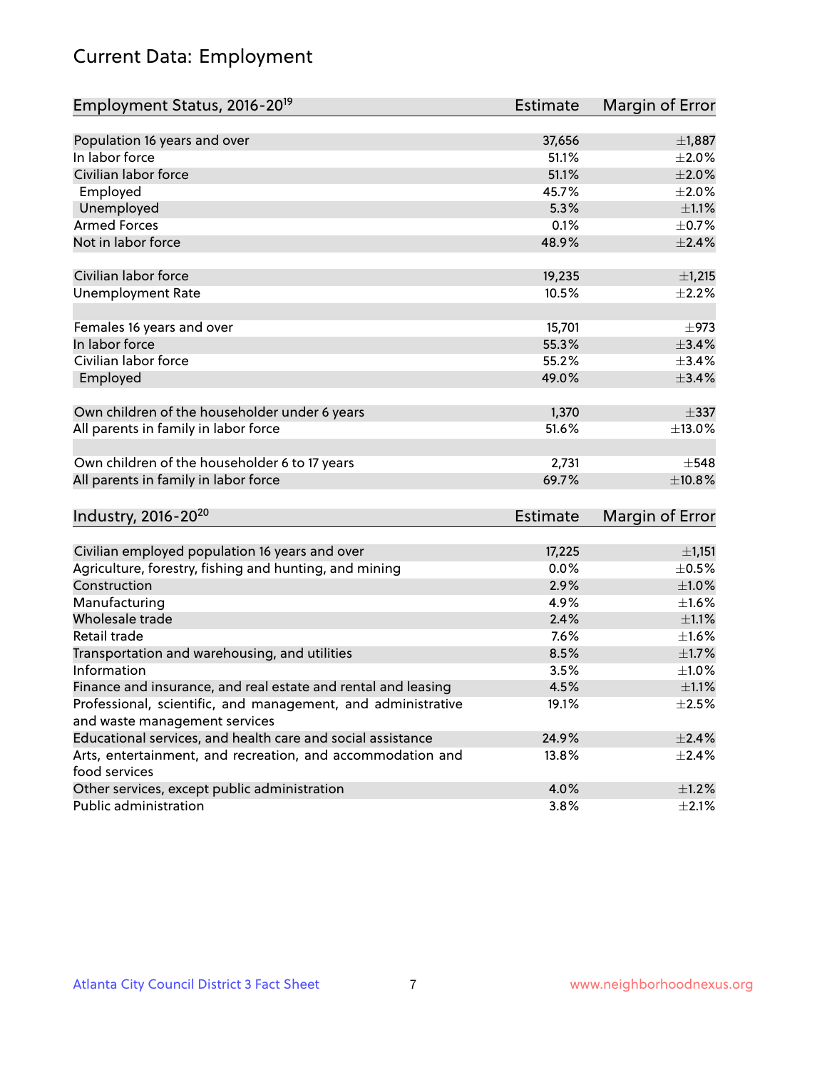# Current Data: Employment

| Employment Status, 2016-20[19] | Estimate | Margin of Error |
|---|---|---|
| Population 16 years and over | 37,656 | ±1,887 |
| In labor force | 51.1% | ±2.0% |
| Civilian labor force | 51.1% | ±2.0% |
| Employed | 45.7% | ±2.0% |
| Unemployed | 5.3% | ±1.1% |
| Armed Forces | 0.1% | ±0.7% |
| Not in labor force | 48.9% | ±2.4% |
| | | |
| Civilian labor force | 19,235 | ±1,215 |
| Unemployment Rate | 10.5% | ±2.2% |
| | | |
| Females 16 years and over | 15,701 | ±973 |
| In labor force | 55.3% | ±3.4% |
| Civilian labor force | 55.2% | ±3.4% |
| Employed | 49.0% | ±3.4% |
| | | |
| Own children of the householder under 6 years | 1,370 | ±337 |
| All parents in family in labor force | 51.6% | ±13.0% |
| | | |
| Own children of the householder 6 to 17 years | 2,731 | ±548 |
| All parents in family in labor force | 69.7% | ±10.8% |

| Industry, 2016-20[20] | Estimate | Margin of Error |
|---|---|---|
| Civilian employed population 16 years and over | 17,225 | ±1,151 |
| Agriculture, forestry, fishing and hunting, and mining | 0.0% | ±0.5% |
| Construction | 2.9% | ±1.0% |
| Manufacturing | 4.9% | ±1.6% |
| Wholesale trade | 2.4% | ±1.1% |
| Retail trade | 7.6% | ±1.6% |
| Transportation and warehousing, and utilities | 8.5% | ±1.7% |
| Information | 3.5% | ±1.0% |
| Finance and insurance, and real estate and rental and leasing | 4.5% | ±1.1% |
| Professional, scientific, and management, and administrative and waste management services | 19.1% | ±2.5% |
| Educational services, and health care and social assistance | 24.9% | ±2.4% |
| Arts, entertainment, and recreation, and accommodation and food services | 13.8% | ±2.4% |
| Other services, except public administration | 4.0% | ±1.2% |
| Public administration | 3.8% | ±2.1% |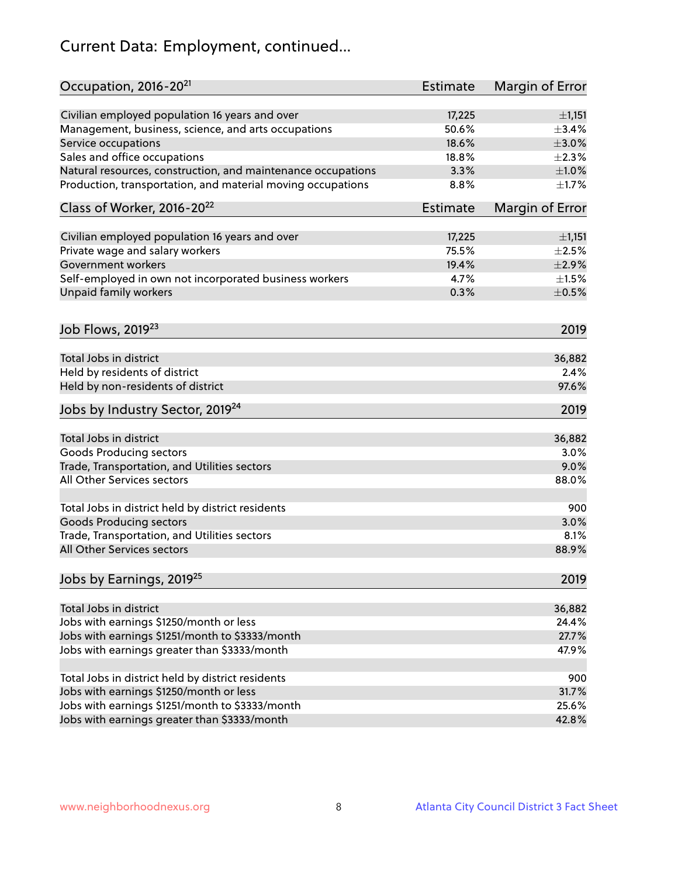# Current Data: Employment, continued...

| Occupation, 2016-20[21] | Estimate | Margin of Error |
|---|---|---|
| Civilian employed population 16 years and over | 17,225 | ±1,151 |
| Management, business, science, and arts occupations | 50.6% | ±3.4% |
| Service occupations | 18.6% | ±3.0% |
| Sales and office occupations | 18.8% | ±2.3% |
| Natural resources, construction, and maintenance occupations | 3.3% | ±1.0% |
| Production, transportation, and material moving occupations | 8.8% | ±1.7% |

| Class of Worker, 2016-20[22] | Estimate | Margin of Error |
|---|---|---|
| Civilian employed population 16 years and over | 17,225 | ±1,151 |
| Private wage and salary workers | 75.5% | ±2.5% |
| Government workers | 19.4% | ±2.9% |
| Self-employed in own not incorporated business workers | 4.7% | ±1.5% |
| Unpaid family workers | 0.3% | ±0.5% |

| Job Flows, 2019[23] | 2019 |
|---|---|
| Total Jobs in district | 36,882 |
| Held by residents of district | 2.4% |
| Held by non-residents of district | 97.6% |

| Jobs by Industry Sector, 2019[24] | 2019 |
|---|---|
| Total Jobs in district | 36,882 |
| Goods Producing sectors | 3.0% |
| Trade, Transportation, and Utilities sectors | 9.0% |
| All Other Services sectors | 88.0% |
| | |
| Total Jobs in district held by district residents | 900 |
| Goods Producing sectors | 3.0% |
| Trade, Transportation, and Utilities sectors | 8.1% |
| All Other Services sectors | 88.9% |

| Jobs by Earnings, 2019[25] | 2019 |
|---|---|
| Total Jobs in district | 36,882 |
| Jobs with earnings $1250/month or less | 24.4% |
| Jobs with earnings $1251/month to $3333/month | 27.7% |
| Jobs with earnings greater than $3333/month | 47.9% |
| | |
| Total Jobs in district held by district residents | 900 |
| Jobs with earnings $1250/month or less | 31.7% |
| Jobs with earnings $1251/month to $3333/month | 25.6% |
| Jobs with earnings greater than $3333/month | 42.8% |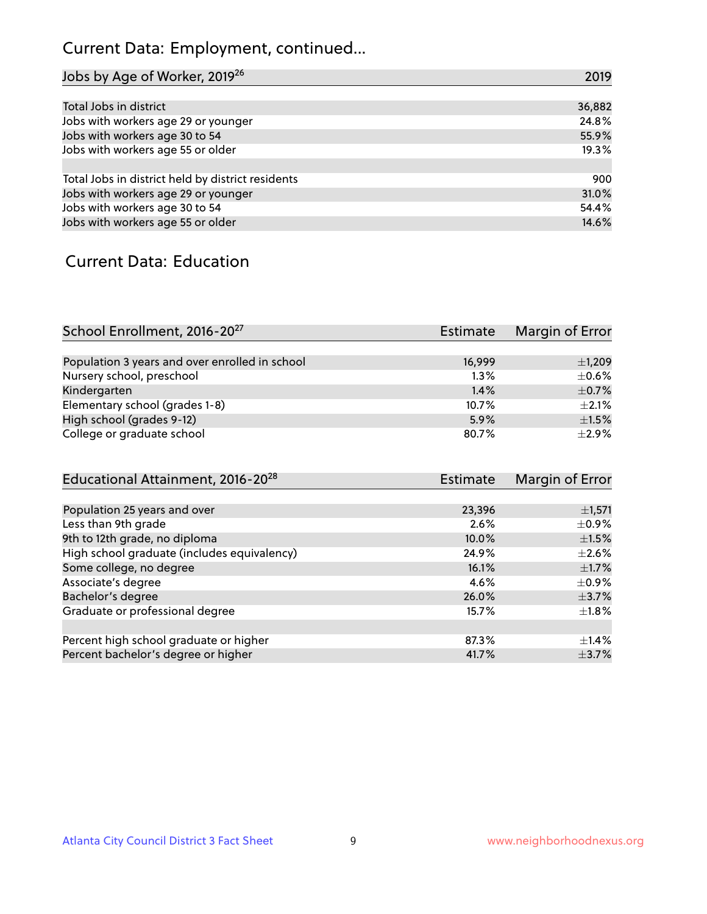## Current Data: Employment, continued...

| Jobs by Age of Worker, 2019[26] | 2019 |
|---|---|
| Total Jobs in district | 36,882 |
| Jobs with workers age 29 or younger | 24.8% |
| Jobs with workers age 30 to 54 | 55.9% |
| Jobs with workers age 55 or older | 19.3% |
| | |
| Total Jobs in district held by district residents | 900 |
| Jobs with workers age 29 or younger | 31.0% |
| Jobs with workers age 30 to 54 | 54.4% |
| Jobs with workers age 55 or older | 14.6% |

## Current Data: Education

| School Enrollment, 2016-20[27] | Estimate | Margin of Error |
|---|---|---|
| Population 3 years and over enrolled in school | 16,999 | ±1,209 |
| Nursery school, preschool | 1.3% | ±0.6% |
| Kindergarten | 1.4% | ±0.7% |
| Elementary school (grades 1-8) | 10.7% | ±2.1% |
| High school (grades 9-12) | 5.9% | ±1.5% |
| College or graduate school | 80.7% | ±2.9% |

| Educational Attainment, 2016-20[28] | Estimate | Margin of Error |
|---|---|---|
| Population 25 years and over | 23,396 | ±1,571 |
| Less than 9th grade | 2.6% | ±0.9% |
| 9th to 12th grade, no diploma | 10.0% | ±1.5% |
| High school graduate (includes equivalency) | 24.9% | ±2.6% |
| Some college, no degree | 16.1% | ±1.7% |
| Associate's degree | 4.6% | ±0.9% |
| Bachelor's degree | 26.0% | ±3.7% |
| Graduate or professional degree | 15.7% | ±1.8% |
| | | |
| Percent high school graduate or higher | 87.3% | ±1.4% |
| Percent bachelor's degree or higher | 41.7% | ±3.7% |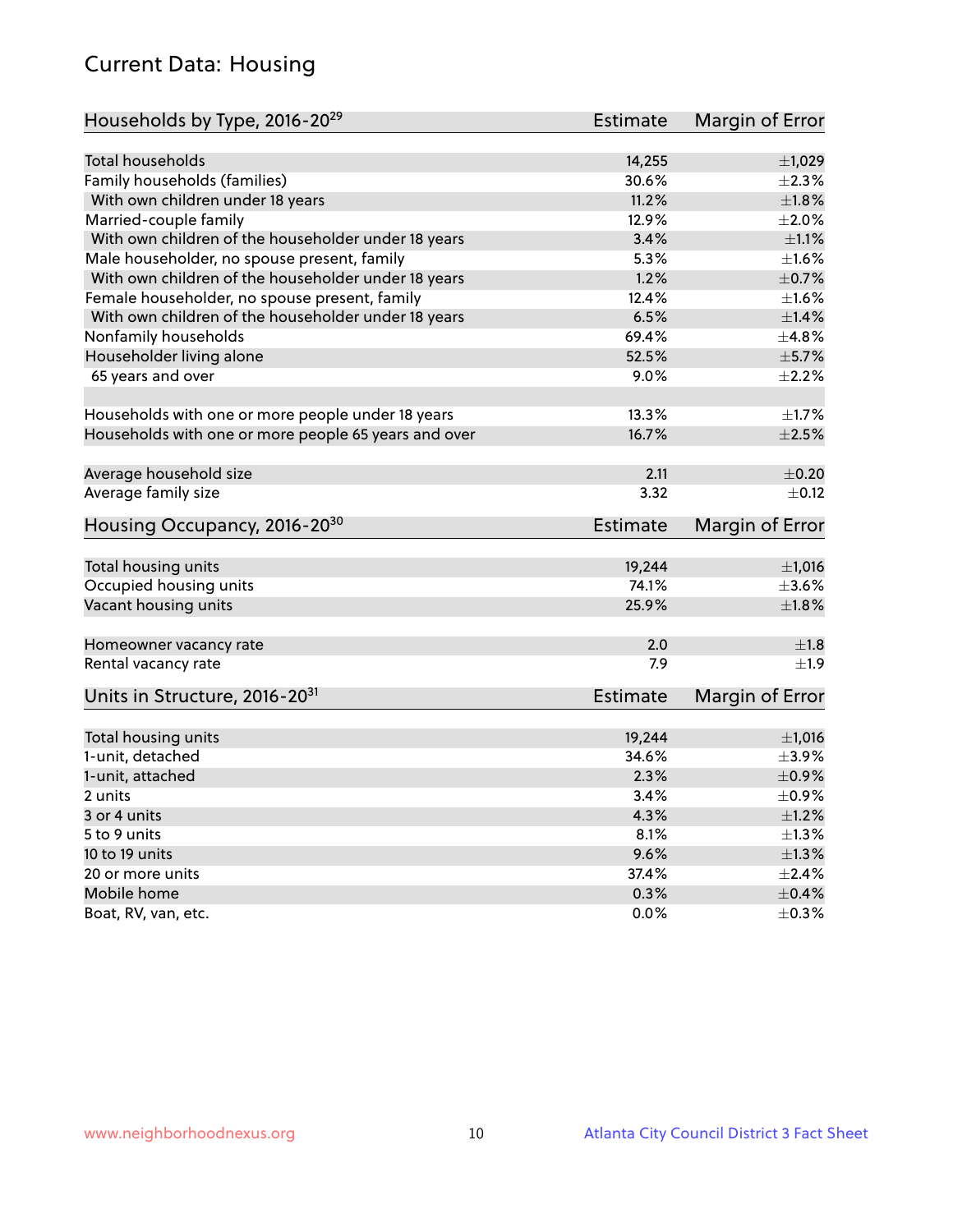## Current Data: Housing

| Households by Type, 2016-20[29] | Estimate | Margin of Error |
|---|---|---|
| Total households | 14,255 | ±1,029 |
| Family households (families) | 30.6% | ±2.3% |
| With own children under 18 years | 11.2% | ±1.8% |
| Married-couple family | 12.9% | ±2.0% |
| With own children of the householder under 18 years | 3.4% | ±1.1% |
| Male householder, no spouse present, family | 5.3% | ±1.6% |
| With own children of the householder under 18 years | 1.2% | ±0.7% |
| Female householder, no spouse present, family | 12.4% | ±1.6% |
| With own children of the householder under 18 years | 6.5% | ±1.4% |
| Nonfamily households | 69.4% | ±4.8% |
| Householder living alone | 52.5% | ±5.7% |
| 65 years and over | 9.0% | ±2.2% |
| Households with one or more people under 18 years | 13.3% | ±1.7% |
| Households with one or more people 65 years and over | 16.7% | ±2.5% |
| Average household size | 2.11 | ±0.20 |
| Average family size | 3.32 | ±0.12 |

| Housing Occupancy, 2016-20[30] | Estimate | Margin of Error |
|---|---|---|
| Total housing units | 19,244 | ±1,016 |
| Occupied housing units | 74.1% | ±3.6% |
| Vacant housing units | 25.9% | ±1.8% |
| Homeowner vacancy rate | 2.0 | ±1.8 |
| Rental vacancy rate | 7.9 | ±1.9 |

| Units in Structure, 2016-20[31] | Estimate | Margin of Error |
|---|---|---|
| Total housing units | 19,244 | ±1,016 |
| 1-unit, detached | 34.6% | ±3.9% |
| 1-unit, attached | 2.3% | ±0.9% |
| 2 units | 3.4% | ±0.9% |
| 3 or 4 units | 4.3% | ±1.2% |
| 5 to 9 units | 8.1% | ±1.3% |
| 10 to 19 units | 9.6% | ±1.3% |
| 20 or more units | 37.4% | ±2.4% |
| Mobile home | 0.3% | ±0.4% |
| Boat, RV, van, etc. | 0.0% | ±0.3% |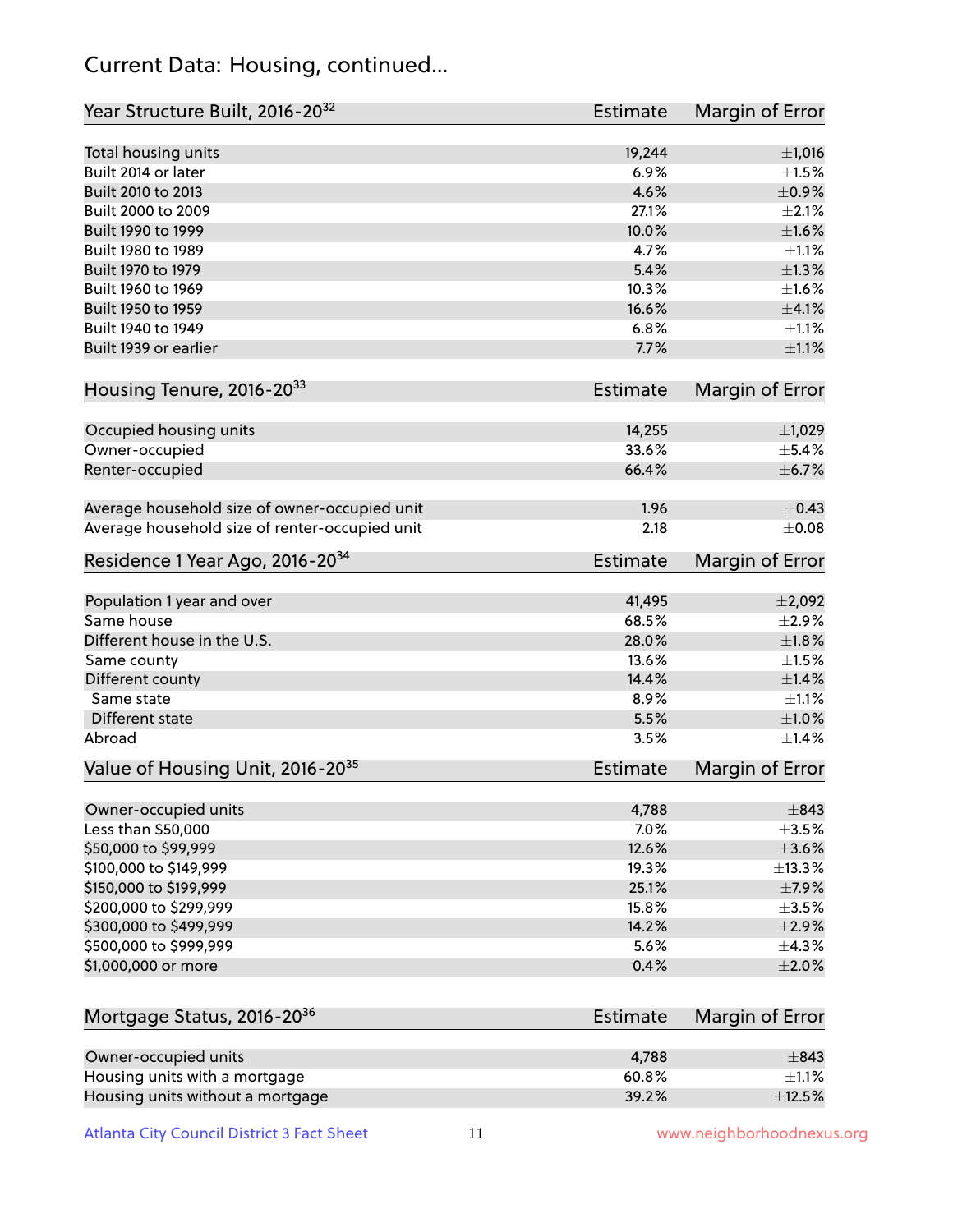# Current Data: Housing, continued...

| Year Structure Built, 2016-20[32] | Estimate | Margin of Error |
|---|---|---|
| Total housing units | 19,244 | ±1,016 |
| Built 2014 or later | 6.9% | ±1.5% |
| Built 2010 to 2013 | 4.6% | ±0.9% |
| Built 2000 to 2009 | 27.1% | ±2.1% |
| Built 1990 to 1999 | 10.0% | ±1.6% |
| Built 1980 to 1989 | 4.7% | ±1.1% |
| Built 1970 to 1979 | 5.4% | ±1.3% |
| Built 1960 to 1969 | 10.3% | ±1.6% |
| Built 1950 to 1959 | 16.6% | ±4.1% |
| Built 1940 to 1949 | 6.8% | ±1.1% |
| Built 1939 or earlier | 7.7% | ±1.1% |

| Housing Tenure, 2016-20[33] | Estimate | Margin of Error |
|---|---|---|
| Occupied housing units | 14,255 | ±1,029 |
| Owner-occupied | 33.6% | ±5.4% |
| Renter-occupied | 66.4% | ±6.7% |
| Average household size of owner-occupied unit | 1.96 | ±0.43 |
| Average household size of renter-occupied unit | 2.18 | ±0.08 |

| Residence 1 Year Ago, 2016-20[34] | Estimate | Margin of Error |
|---|---|---|
| Population 1 year and over | 41,495 | ±2,092 |
| Same house | 68.5% | ±2.9% |
| Different house in the U.S. | 28.0% | ±1.8% |
| Same county | 13.6% | ±1.5% |
| Different county | 14.4% | ±1.4% |
| Same state | 8.9% | ±1.1% |
| Different state | 5.5% | ±1.0% |
| Abroad | 3.5% | ±1.4% |

| Value of Housing Unit, 2016-20[35] | Estimate | Margin of Error |
|---|---|---|
| Owner-occupied units | 4,788 | ±843 |
| Less than $50,000 | 7.0% | ±3.5% |
| $50,000 to $99,999 | 12.6% | ±3.6% |
| $100,000 to $149,999 | 19.3% | ±13.3% |
| $150,000 to $199,999 | 25.1% | ±7.9% |
| $200,000 to $299,999 | 15.8% | ±3.5% |
| $300,000 to $499,999 | 14.2% | ±2.9% |
| $500,000 to $999,999 | 5.6% | ±4.3% |
| $1,000,000 or more | 0.4% | ±2.0% |

| Mortgage Status, 2016-20[36] | Estimate | Margin of Error |
|---|---|---|
| Owner-occupied units | 4,788 | ±843 |
| Housing units with a mortgage | 60.8% | ±1.1% |
| Housing units without a mortgage | 39.2% | ±12.5% |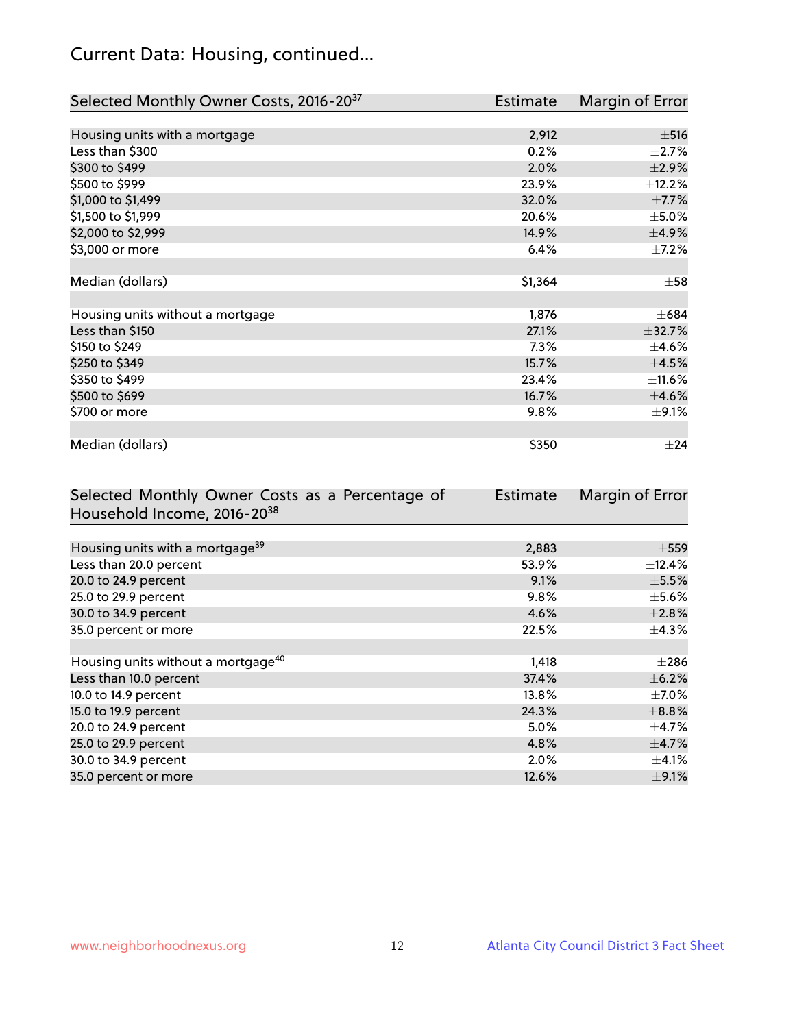# Current Data: Housing, continued...

| Selected Monthly Owner Costs, 2016-20[37] | Estimate | Margin of Error |
|---|---|---|
| Housing units with a mortgage | 2,912 | ±516 |
| Less than $300 | 0.2% | ±2.7% |
| $300 to $499 | 2.0% | ±2.9% |
| $500 to $999 | 23.9% | ±12.2% |
| $1,000 to $1,499 | 32.0% | ±7.7% |
| $1,500 to $1,999 | 20.6% | ±5.0% |
| $2,000 to $2,999 | 14.9% | ±4.9% |
| $3,000 or more | 6.4% | ±7.2% |
| | | |
| Median (dollars) | $1,364 | ±58 |
| | | |
| Housing units without a mortgage | 1,876 | ±684 |
| Less than $150 | 27.1% | ±32.7% |
| $150 to $249 | 7.3% | ±4.6% |
| $250 to $349 | 15.7% | ±4.5% |
| $350 to $499 | 23.4% | ±11.6% |
| $500 to $699 | 16.7% | ±4.6% |
| $700 or more | 9.8% | ±9.1% |
| | | |
| Median (dollars) | $350 | ±24 |

| Selected Monthly Owner Costs as a Percentage of Household Income, 2016-20[38] | Estimate | Margin of Error |
|---|---|---|
| Housing units with a mortgage[39] | 2,883 | ±559 |
| Less than 20.0 percent | 53.9% | ±12.4% |
| 20.0 to 24.9 percent | 9.1% | ±5.5% |
| 25.0 to 29.9 percent | 9.8% | ±5.6% |
| 30.0 to 34.9 percent | 4.6% | ±2.8% |
| 35.0 percent or more | 22.5% | ±4.3% |
| | | |
| Housing units without a mortgage[40] | 1,418 | ±286 |
| Less than 10.0 percent | 37.4% | ±6.2% |
| 10.0 to 14.9 percent | 13.8% | ±7.0% |
| 15.0 to 19.9 percent | 24.3% | ±8.8% |
| 20.0 to 24.9 percent | 5.0% | ±4.7% |
| 25.0 to 29.9 percent | 4.8% | ±4.7% |
| 30.0 to 34.9 percent | 2.0% | ±4.1% |
| 35.0 percent or more | 12.6% | ±9.1% |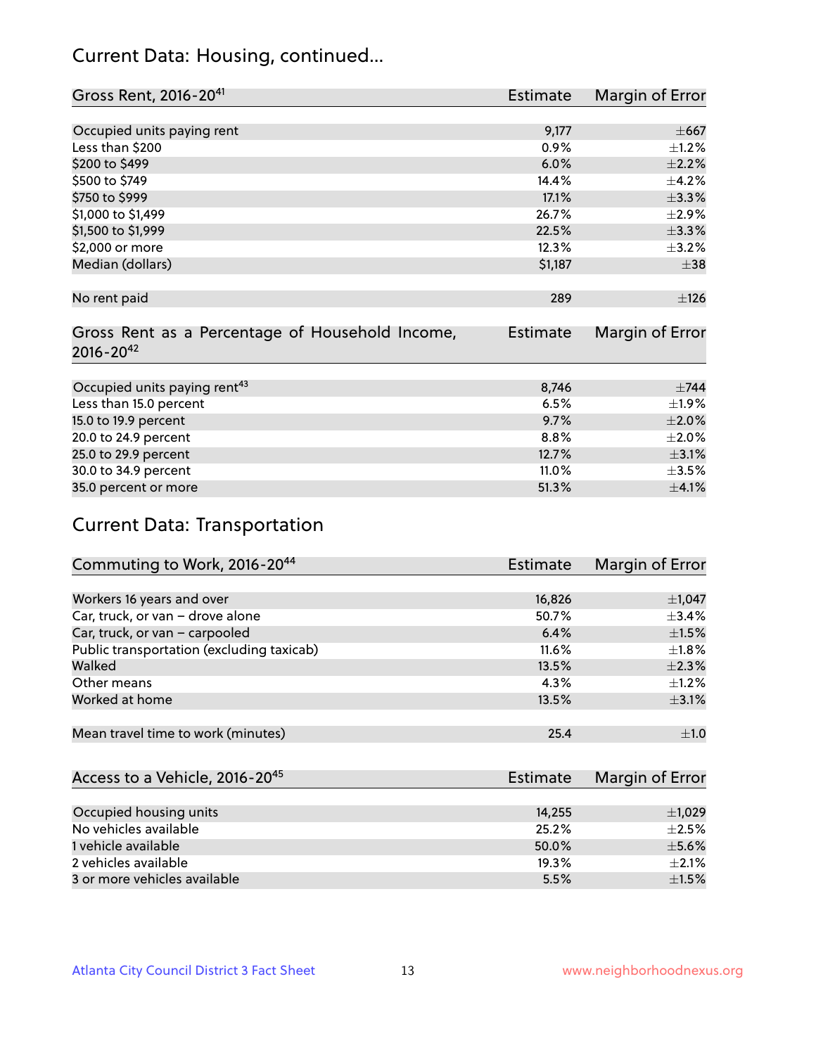## Current Data: Housing, continued...

| Gross Rent, 2016-20[41] | Estimate | Margin of Error |
|---|---|---|
| Occupied units paying rent | 9,177 | ±667 |
| Less than $200 | 0.9% | ±1.2% |
| $200 to $499 | 6.0% | ±2.2% |
| $500 to $749 | 14.4% | ±4.2% |
| $750 to $999 | 17.1% | ±3.3% |
| $1,000 to $1,499 | 26.7% | ±2.9% |
| $1,500 to $1,999 | 22.5% | ±3.3% |
| $2,000 or more | 12.3% | ±3.2% |
| Median (dollars) | $1,187 | ±38 |
| No rent paid | 289 | ±126 |

| Gross Rent as a Percentage of Household Income, 2016-20[42] | Estimate | Margin of Error |
|---|---|---|
| Occupied units paying rent[43] | 8,746 | ±744 |
| Less than 15.0 percent | 6.5% | ±1.9% |
| 15.0 to 19.9 percent | 9.7% | ±2.0% |
| 20.0 to 24.9 percent | 8.8% | ±2.0% |
| 25.0 to 29.9 percent | 12.7% | ±3.1% |
| 30.0 to 34.9 percent | 11.0% | ±3.5% |
| 35.0 percent or more | 51.3% | ±4.1% |

## Current Data: Transportation

| Commuting to Work, 2016-20[44] | Estimate | Margin of Error |
|---|---|---|
| Workers 16 years and over | 16,826 | ±1,047 |
| Car, truck, or van – drove alone | 50.7% | ±3.4% |
| Car, truck, or van – carpooled | 6.4% | ±1.5% |
| Public transportation (excluding taxicab) | 11.6% | ±1.8% |
| Walked | 13.5% | ±2.3% |
| Other means | 4.3% | ±1.2% |
| Worked at home | 13.5% | ±3.1% |
| Mean travel time to work (minutes) | 25.4 | ±1.0 |

| Access to a Vehicle, 2016-20[45] | Estimate | Margin of Error |
|---|---|---|
| Occupied housing units | 14,255 | ±1,029 |
| No vehicles available | 25.2% | ±2.5% |
| 1 vehicle available | 50.0% | ±5.6% |
| 2 vehicles available | 19.3% | ±2.1% |
| 3 or more vehicles available | 5.5% | ±1.5% |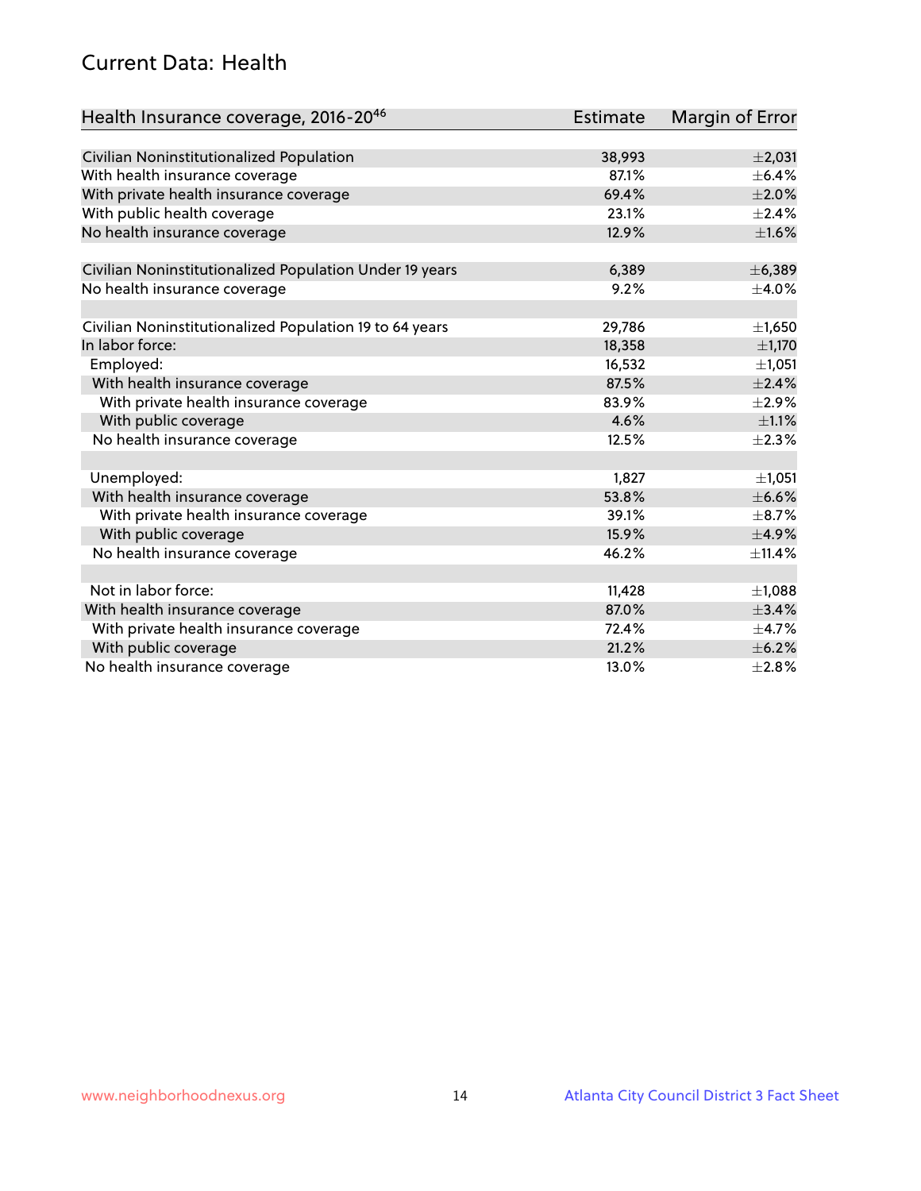## Current Data: Health

| Health Insurance coverage, 2016-20[46] | Estimate | Margin of Error |
|---|---|---|
| Civilian Noninstitutionalized Population | 38,993 | ±2,031 |
| With health insurance coverage | 87.1% | ±6.4% |
| With private health insurance coverage | 69.4% | ±2.0% |
| With public health coverage | 23.1% | ±2.4% |
| No health insurance coverage | 12.9% | ±1.6% |
| | | |
| Civilian Noninstitutionalized Population Under 19 years | 6,389 | ±6,389 |
| No health insurance coverage | 9.2% | ±4.0% |
| | | |
| Civilian Noninstitutionalized Population 19 to 64 years | 29,786 | ±1,650 |
| In labor force: | 18,358 | ±1,170 |
| Employed: | 16,532 | ±1,051 |
| With health insurance coverage | 87.5% | ±2.4% |
| With private health insurance coverage | 83.9% | ±2.9% |
| With public coverage | 4.6% | ±1.1% |
| No health insurance coverage | 12.5% | ±2.3% |
| | | |
| Unemployed: | 1,827 | ±1,051 |
| With health insurance coverage | 53.8% | ±6.6% |
| With private health insurance coverage | 39.1% | ±8.7% |
| With public coverage | 15.9% | ±4.9% |
| No health insurance coverage | 46.2% | ±11.4% |
| | | |
| Not in labor force: | 11,428 | ±1,088 |
| With health insurance coverage | 87.0% | ±3.4% |
| With private health insurance coverage | 72.4% | ±4.7% |
| With public coverage | 21.2% | ±6.2% |
| No health insurance coverage | 13.0% | ±2.8% |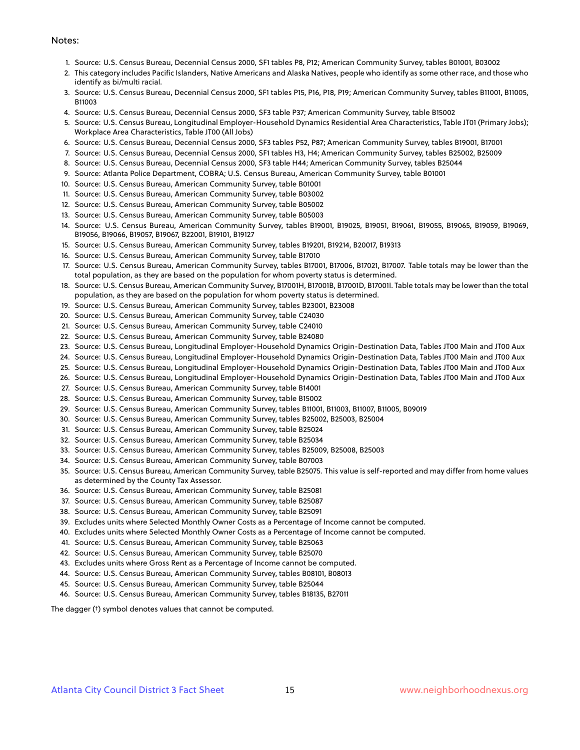Notes:

1. Source: U.S. Census Bureau, Decennial Census 2000, SF1 tables P8, P12; American Community Survey, tables B01001, B03002
2. This category includes Pacific Islanders, Native Americans and Alaska Natives, people who identify as some other race, and those who identify as bi/multi racial.
3. Source: U.S. Census Bureau, Decennial Census 2000, SF1 tables P15, P16, P18, P19; American Community Survey, tables B11001, B11005, B11003
4. Source: U.S. Census Bureau, Decennial Census 2000, SF3 table P37; American Community Survey, table B15002
5. Source: U.S. Census Bureau, Longitudinal Employer-Household Dynamics Residential Area Characteristics, Table JT01 (Primary Jobs); Workplace Area Characteristics, Table JT00 (All Jobs)
6. Source: U.S. Census Bureau, Decennial Census 2000, SF3 tables P52, P87; American Community Survey, tables B19001, B17001
7. Source: U.S. Census Bureau, Decennial Census 2000, SF1 tables H3, H4; American Community Survey, tables B25002, B25009
8. Source: U.S. Census Bureau, Decennial Census 2000, SF3 table H44; American Community Survey, tables B25044
9. Source: Atlanta Police Department, COBRA; U.S. Census Bureau, American Community Survey, table B01001
10. Source: U.S. Census Bureau, American Community Survey, table B01001
11. Source: U.S. Census Bureau, American Community Survey, table B03002
12. Source: U.S. Census Bureau, American Community Survey, table B05002
13. Source: U.S. Census Bureau, American Community Survey, table B05003
14. Source: U.S. Census Bureau, American Community Survey, tables B19001, B19025, B19051, B19061, B19055, B19065, B19059, B19069, B19056, B19066, B19057, B19067, B22001, B19101, B19127
15. Source: U.S. Census Bureau, American Community Survey, tables B19201, B19214, B20017, B19313
16. Source: U.S. Census Bureau, American Community Survey, table B17010
17. Source: U.S. Census Bureau, American Community Survey, tables B17001, B17006, B17021, B17007. Table totals may be lower than the total population, as they are based on the population for whom poverty status is determined.
18. Source: U.S. Census Bureau, American Community Survey, B17001H, B17001B, B17001D, B17001I. Table totals may be lower than the total population, as they are based on the population for whom poverty status is determined.
19. Source: U.S. Census Bureau, American Community Survey, tables B23001, B23008
20. Source: U.S. Census Bureau, American Community Survey, table C24030
21. Source: U.S. Census Bureau, American Community Survey, table C24010
22. Source: U.S. Census Bureau, American Community Survey, table B24080
23. Source: U.S. Census Bureau, Longitudinal Employer-Household Dynamics Origin-Destination Data, Tables JT00 Main and JT00 Aux
24. Source: U.S. Census Bureau, Longitudinal Employer-Household Dynamics Origin-Destination Data, Tables JT00 Main and JT00 Aux
25. Source: U.S. Census Bureau, Longitudinal Employer-Household Dynamics Origin-Destination Data, Tables JT00 Main and JT00 Aux
26. Source: U.S. Census Bureau, Longitudinal Employer-Household Dynamics Origin-Destination Data, Tables JT00 Main and JT00 Aux
27. Source: U.S. Census Bureau, American Community Survey, table B14001
28. Source: U.S. Census Bureau, American Community Survey, table B15002
29. Source: U.S. Census Bureau, American Community Survey, tables B11001, B11003, B11007, B11005, B09019
30. Source: U.S. Census Bureau, American Community Survey, tables B25002, B25003, B25004
31. Source: U.S. Census Bureau, American Community Survey, table B25024
32. Source: U.S. Census Bureau, American Community Survey, table B25034
33. Source: U.S. Census Bureau, American Community Survey, tables B25009, B25008, B25003
34. Source: U.S. Census Bureau, American Community Survey, table B07003
35. Source: U.S. Census Bureau, American Community Survey, table B25075. This value is self-reported and may differ from home values as determined by the County Tax Assessor.
36. Source: U.S. Census Bureau, American Community Survey, table B25081
37. Source: U.S. Census Bureau, American Community Survey, table B25087
38. Source: U.S. Census Bureau, American Community Survey, table B25091
39. Excludes units where Selected Monthly Owner Costs as a Percentage of Income cannot be computed.
40. Excludes units where Selected Monthly Owner Costs as a Percentage of Income cannot be computed.
41. Source: U.S. Census Bureau, American Community Survey, table B25063
42. Source: U.S. Census Bureau, American Community Survey, table B25070
43. Excludes units where Gross Rent as a Percentage of Income cannot be computed.
44. Source: U.S. Census Bureau, American Community Survey, tables B08101, B08013
45. Source: U.S. Census Bureau, American Community Survey, table B25044
46. Source: U.S. Census Bureau, American Community Survey, tables B18135, B27011

The dagger (†) symbol denotes values that cannot be computed.